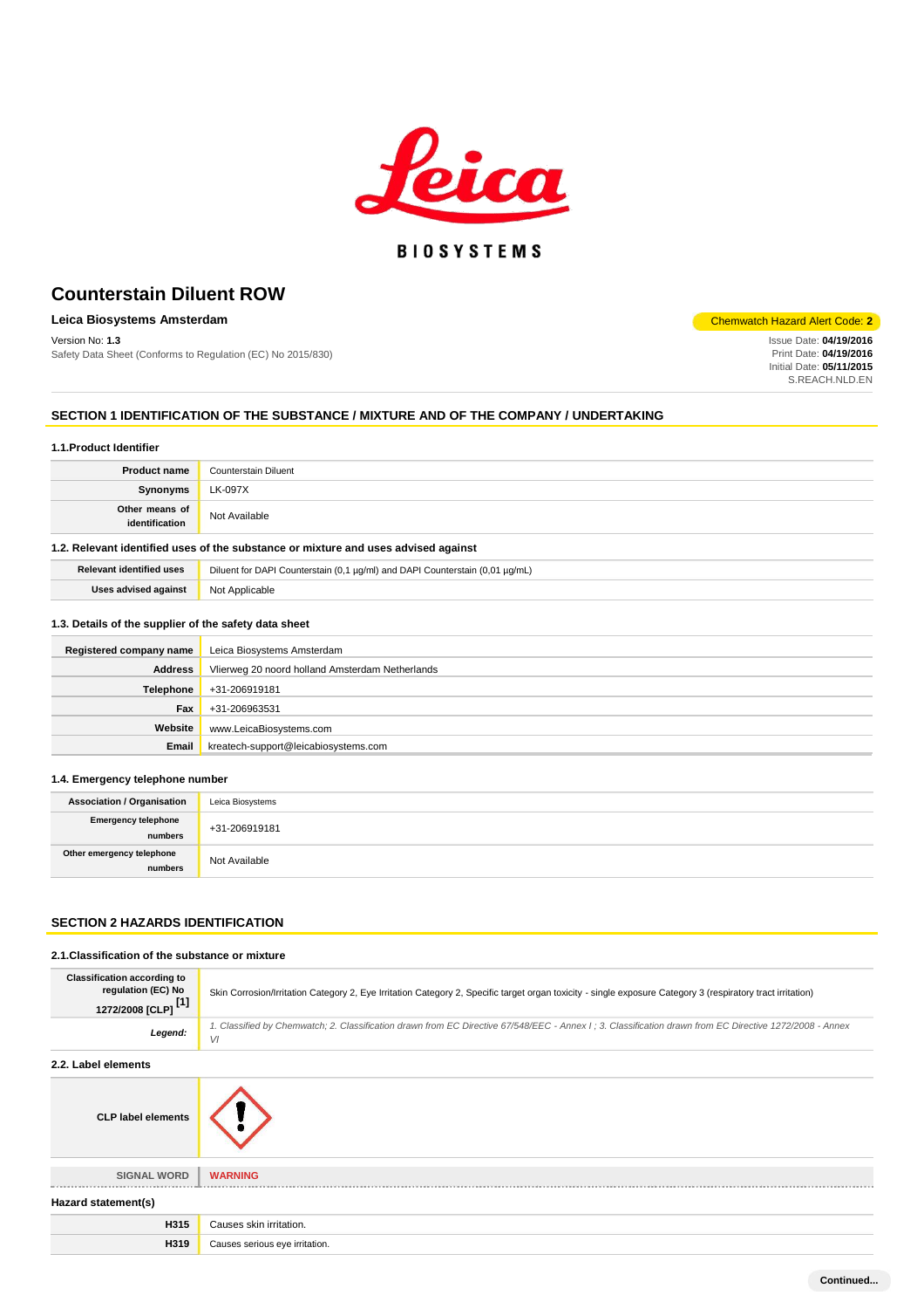# Counterstain Diluent ROW

**Leica Biosystems Amsterdam**

Chemwatch Hazard Alert Code: **2**

Version No: **1.3**

Safety Data Sheet (Conforms to Regulation (EC) No 2015/830)

Issue Date: **04/19/2016**
Print Date: **04/19/2016**
Initial Date: **05/11/2015**
S.REACH.NLD.EN

## SECTION 1 IDENTIFICATION OF THE SUBSTANCE / MIXTURE AND OF THE COMPANY / UNDERTAKING

### 1.1.Product Identifier

| | |
|---|---|
| **Product name** | Counterstain Diluent |
| **Synonyms** | LK-097X |
| **Other means of identification** | Not Available |

### 1.2. Relevant identified uses of the substance or mixture and uses advised against

| | |
|---|---|
| **Relevant identified uses** | Diluent for DAPI Counterstain (0,1 µg/ml) and DAPI Counterstain (0,01 µg/mL) |
| **Uses advised against** | Not Applicable |

### 1.3. Details of the supplier of the safety data sheet

| | |
|---|---|
| **Registered company name** | Leica Biosystems Amsterdam |
| **Address** | Vlierweg 20 noord holland Amsterdam Netherlands |
| **Telephone** | +31-206919181 |
| **Fax** | +31-206963531 |
| **Website** | www.LeicaBiosystems.com |
| **Email** | kreatech-support@leicabiosystems.com |

### 1.4. Emergency telephone number

| | |
|---|---|
| **Association / Organisation** | Leica Biosystems |
| **Emergency telephone numbers** | +31-206919181 |
| **Other emergency telephone numbers** | Not Available |

## SECTION 2 HAZARDS IDENTIFICATION

### 2.1.Classification of the substance or mixture

| | |
|---|---|
| **Classification according to regulation (EC) No 1272/2008 [CLP] [1]** | Skin Corrosion/Irritation Category 2, Eye Irritation Category 2, Specific target organ toxicity - single exposure Category 3 (respiratory tract irritation) |
| ***Legend:*** | *1. Classified by Chemwatch; 2. Classification drawn from EC Directive 67/548/EEC - Annex I ; 3. Classification drawn from EC Directive 1272/2008 - Annex VI* |

### 2.2. Label elements

| | |
|---|---|
| **CLP label elements** | |
| **SIGNAL WORD** | **WARNING** |

### Hazard statement(s)

| | |
|---|---|
| **H315** | Causes skin irritation. |
| **H319** | Causes serious eye irritation. |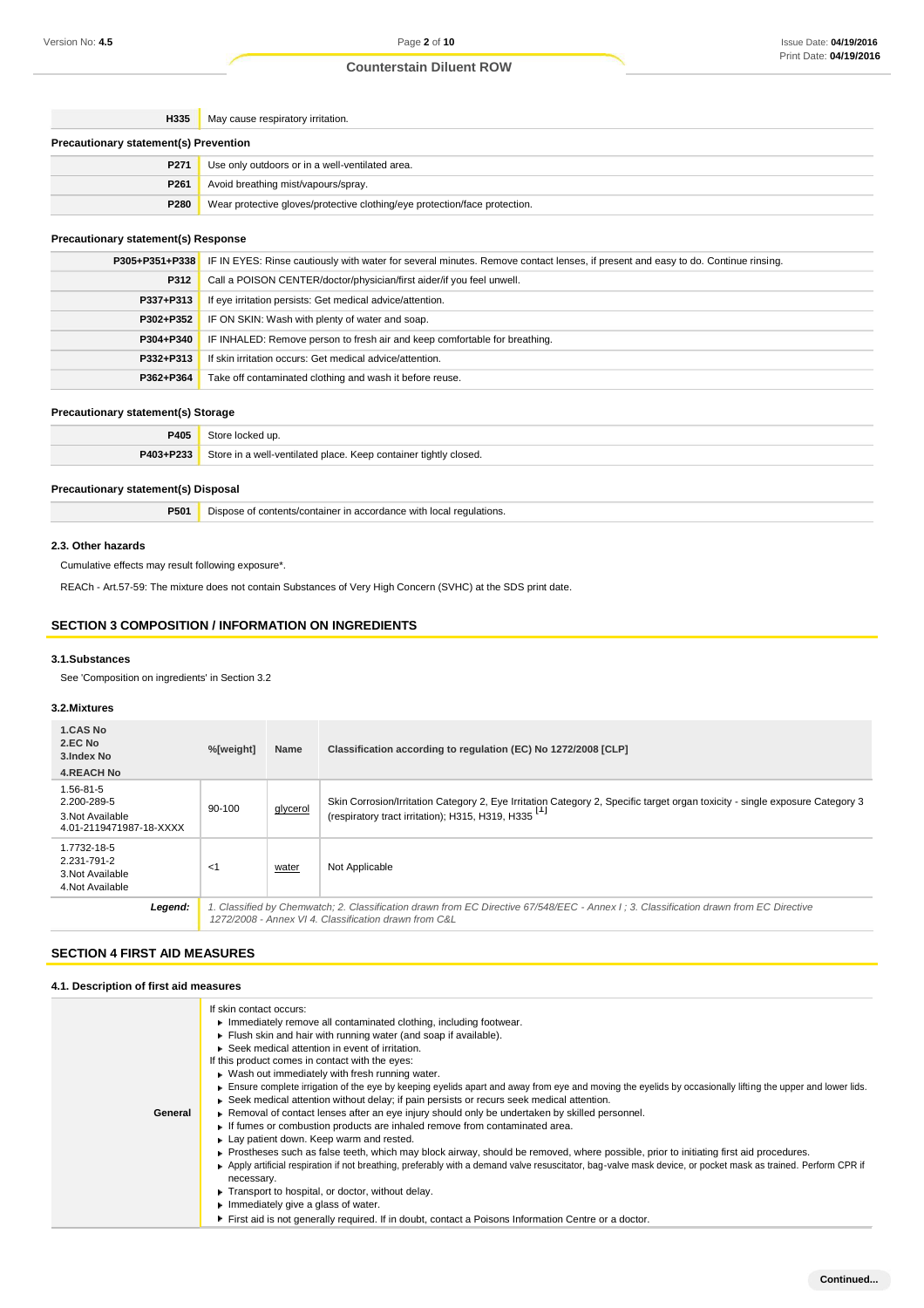| | |
|---|---|
| **H335** | May cause respiratory irritation. |

**Precautionary statement(s) Prevention**

| | |
|---|---|
| **P271** | Use only outdoors or in a well-ventilated area. |
| **P261** | Avoid breathing mist/vapours/spray. |
| **P280** | Wear protective gloves/protective clothing/eye protection/face protection. |

### Precautionary statement(s) Response

| | |
|---|---|
| **P305+P351+P338** | IF IN EYES: Rinse cautiously with water for several minutes. Remove contact lenses, if present and easy to do. Continue rinsing. |
| **P312** | Call a POISON CENTER/doctor/physician/first aider/if you feel unwell. |
| **P337+P313** | If eye irritation persists: Get medical advice/attention. |
| **P302+P352** | IF ON SKIN: Wash with plenty of water and soap. |
| **P304+P340** | IF INHALED: Remove person to fresh air and keep comfortable for breathing. |
| **P332+P313** | If skin irritation occurs: Get medical advice/attention. |
| **P362+P364** | Take off contaminated clothing and wash it before reuse. |

### Precautionary statement(s) Storage

| | |
|---|---|
| **P405** | Store locked up. |
| **P403+P233** | Store in a well-ventilated place. Keep container tightly closed. |

### Precautionary statement(s) Disposal

| | |
|---|---|
| **P501** | Dispose of contents/container in accordance with local regulations. |

### 2.3. Other hazards

Cumulative effects may result following exposure*.

REACh - Art.57-59: The mixture does not contain Substances of Very High Concern (SVHC) at the SDS print date.

## SECTION 3 COMPOSITION / INFORMATION ON INGREDIENTS

### 3.1.Substances

See 'Composition on ingredients' in Section 3.2

### 3.2.Mixtures

| 1.CAS No<br>2.EC No<br>3.Index No<br>4.REACH No | %[weight] | Name | Classification according to regulation (EC) No 1272/2008 [CLP] |
|---|---|---|---|
| 1.56-81-5<br>2.200-289-5<br>3.Not Available<br>4.01-2119471987-18-XXXX | 90-100 | glycerol | Skin Corrosion/Irritation Category 2, Eye Irritation Category 2, Specific target organ toxicity - single exposure Category 3 (respiratory tract irritation); H315, H319, H335 [1] |
| 1.7732-18-5<br>2.231-791-2<br>3.Not Available<br>4.Not Available | <1 | water | Not Applicable |
| **Legend:** | *1. Classified by Chemwatch; 2. Classification drawn from EC Directive 67/548/EEC - Annex I ; 3. Classification drawn from EC Directive 1272/2008 - Annex VI 4. Classification drawn from C&L* | | |

## SECTION 4 FIRST AID MEASURES

### 4.1. Description of first aid measures

| | |
|---|---|
| **General** | If skin contact occurs:<br>▸ Immediately remove all contaminated clothing, including footwear.<br>▸ Flush skin and hair with running water (and soap if available).<br>▸ Seek medical attention in event of irritation.<br>If this product comes in contact with the eyes:<br>▸ Wash out immediately with fresh running water.<br>▸ Ensure complete irrigation of the eye by keeping eyelids apart and away from eye and moving the eyelids by occasionally lifting the upper and lower lids.<br>▸ Seek medical attention without delay; if pain persists or recurs seek medical attention.<br>▸ Removal of contact lenses after an eye injury should only be undertaken by skilled personnel.<br>▸ If fumes or combustion products are inhaled remove from contaminated area.<br>▸ Lay patient down. Keep warm and rested.<br>▸ Prostheses such as false teeth, which may block airway, should be removed, where possible, prior to initiating first aid procedures.<br>▸ Apply artificial respiration if not breathing, preferably with a demand valve resuscitator, bag-valve mask device, or pocket mask as trained. Perform CPR if necessary.<br>▸ Transport to hospital, or doctor, without delay.<br>▸ Immediately give a glass of water.<br>▸ First aid is not generally required. If in doubt, contact a Poisons Information Centre or a doctor. |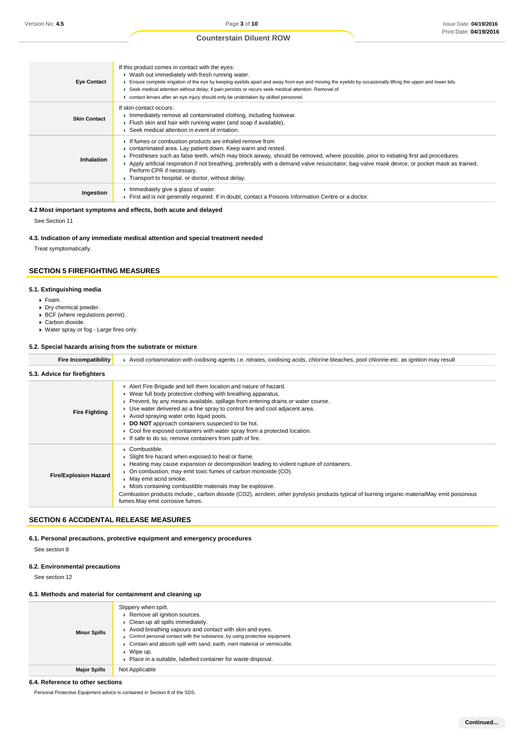| | |
|---|---|
| **Eye Contact** | If this product comes in contact with the eyes:<br>▸ Wash out immediately with fresh running water.<br>▸ Ensure complete irrigation of the eye by keeping eyelids apart and away from eye and moving the eyelids by occasionally lifting the upper and lower lids.<br>▸ Seek medical attention without delay; if pain persists or recurs seek medical attention. Removal of<br>▸ contact lenses after an eye injury should only be undertaken by skilled personnel. |
| **Skin Contact** | If skin contact occurs:<br>▸ Immediately remove all contaminated clothing, including footwear.<br>▸ Flush skin and hair with running water (and soap if available).<br>▸ Seek medical attention in event of irritation. |
| **Inhalation** | ▸ If fumes or combustion products are inhaled remove from<br>▸ contaminated area. Lay patient down. Keep warm and rested.<br>▸ Prostheses such as false teeth, which may block airway, should be removed, where possible, prior to initiating first aid procedures.<br>▸ Apply artificial respiration if not breathing, preferably with a demand valve resuscitator, bag-valve mask device, or pocket mask as trained. Perform CPR if necessary.<br>▸ Transport to hospital, or doctor, without delay. |
| **Ingestion** | ▸ Immediately give a glass of water.<br>▸ First aid is not generally required. If in doubt, contact a Poisons Information Centre or a doctor. |

### 4.2 Most important symptoms and effects, both acute and delayed

See Section 11

### 4.3. Indication of any immediate medical attention and special treatment needed

Treat symptomatically.

## SECTION 5 FIREFIGHTING MEASURES

### 5.1. Extinguishing media

- Foam.
- Dry chemical powder.
- BCF (where regulations permit).
- Carbon dioxide.
- Water spray or fog - Large fires only.

### 5.2. Special hazards arising from the substrate or mixture

| | |
|---|---|
| **Fire Incompatibility** | ▸ Avoid contamination with oxidising agents i.e. nitrates, oxidising acids, chlorine bleaches, pool chlorine etc. as ignition may result |

### 5.3. Advice for firefighters

| | |
|---|---|
| **Fire Fighting** | ▸ Alert Fire Brigade and tell them location and nature of hazard.<br>▸ Wear full body protective clothing with breathing apparatus.<br>▸ Prevent, by any means available, spillage from entering drains or water course.<br>▸ Use water delivered as a fine spray to control fire and cool adjacent area.<br>▸ Avoid spraying water onto liquid pools.<br>▸ **DO NOT** approach containers suspected to be hot.<br>▸ Cool fire exposed containers with water spray from a protected location.<br>▸ If safe to do so, remove containers from path of fire. |
| **Fire/Explosion Hazard** | ▸ Combustible.<br>▸ Slight fire hazard when exposed to heat or flame.<br>▸ Heating may cause expansion or decomposition leading to violent rupture of containers.<br>▸ On combustion, may emit toxic fumes of carbon monoxide (CO).<br>▸ May emit acrid smoke.<br>▸ Mists containing combustible materials may be explosive.<br>Combustion products include:, carbon dioxide ($CO_2$), acrolein, other pyrolysis products typical of burning organic materialMay emit poisonous fumes.May emit corrosive fumes. |

## SECTION 6 ACCIDENTAL RELEASE MEASURES

### 6.1. Personal precautions, protective equipment and emergency procedures

See section 8

### 6.2. Environmental precautions

See section 12

### 6.3. Methods and material for containment and cleaning up

| | |
|---|---|
| **Minor Spills** | Slippery when spilt.<br>▸ Remove all ignition sources.<br>▸ Clean up all spills immediately.<br>▸ Avoid breathing vapours and contact with skin and eyes.<br>▸ Control personal contact with the substance, by using protective equipment.<br>▸ Contain and absorb spill with sand, earth, inert material or vermiculite.<br>▸ Wipe up.<br>▸ Place in a suitable, labelled container for waste disposal. |
| **Major Spills** | Not Applicable |

### 6.4. Reference to other sections

Personal Protective Equipment advice is contained in Section 8 of the SDS.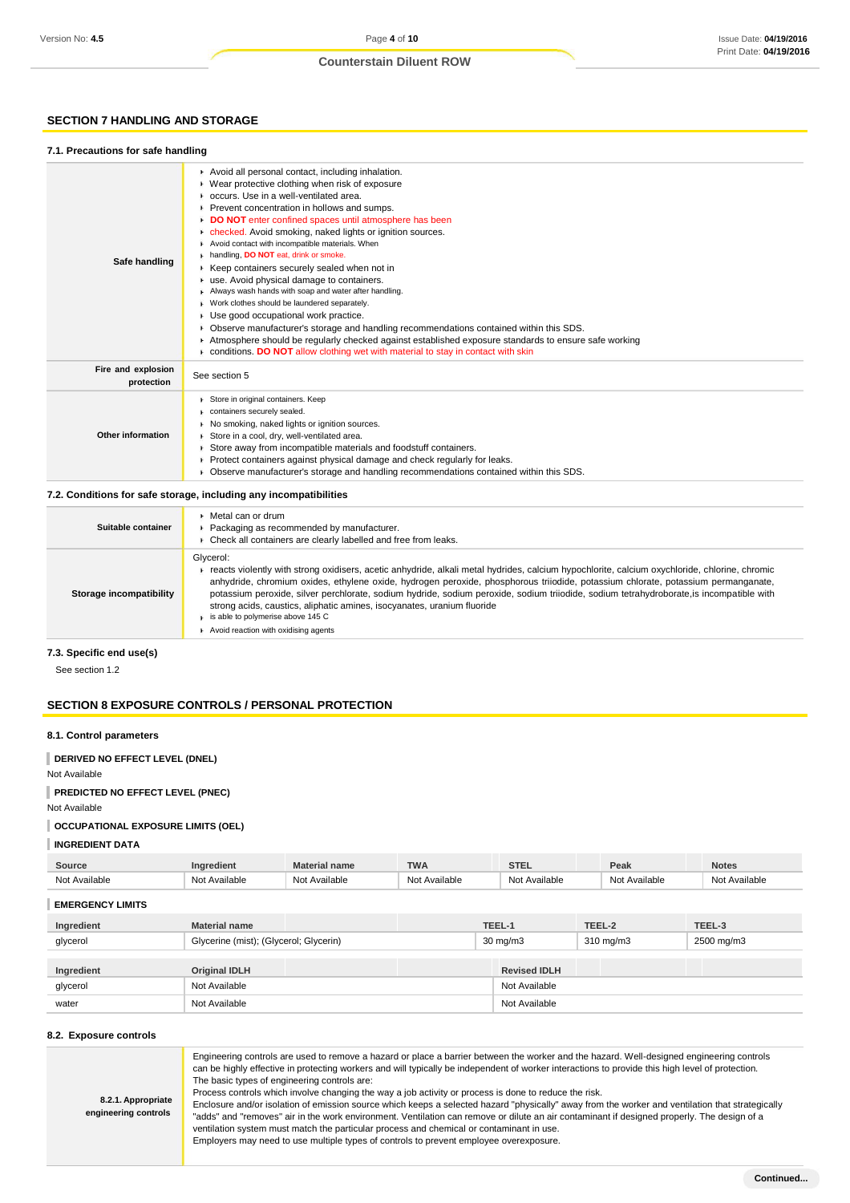## SECTION 7 HANDLING AND STORAGE

### 7.1. Precautions for safe handling

| | |
|---|---|
| **Safe handling** | ▸ Avoid all personal contact, including inhalation.<br>▸ Wear protective clothing when risk of exposure<br>▸ occurs. Use in a well-ventilated area.<br>▸ Prevent concentration in hollows and sumps.<br>▸ **DO NOT** enter confined spaces until atmosphere has been<br>▸ checked. Avoid smoking, naked lights or ignition sources.<br>▸ Avoid contact with incompatible materials. When<br>▸ handling, **DO NOT** eat, drink or smoke.<br>▸ Keep containers securely sealed when not in<br>▸ use. Avoid physical damage to containers.<br>▸ Always wash hands with soap and water after handling.<br>▸ Work clothes should be laundered separately.<br>▸ Use good occupational work practice.<br>▸ Observe manufacturer's storage and handling recommendations contained within this SDS.<br>▸ Atmosphere should be regularly checked against established exposure standards to ensure safe working<br>▸ conditions. **DO NOT** allow clothing wet with material to stay in contact with skin |
| **Fire and explosion protection** | See section 5 |
| **Other information** | ▸ Store in original containers. Keep<br>▸ containers securely sealed.<br>▸ No smoking, naked lights or ignition sources.<br>▸ Store in a cool, dry, well-ventilated area.<br>▸ Store away from incompatible materials and foodstuff containers.<br>▸ Protect containers against physical damage and check regularly for leaks.<br>▸ Observe manufacturer's storage and handling recommendations contained within this SDS. |

### 7.2. Conditions for safe storage, including any incompatibilities

| | |
|---|---|
| **Suitable container** | ▸ Metal can or drum<br>▸ Packaging as recommended by manufacturer.<br>▸ Check all containers are clearly labelled and free from leaks. |
| **Storage incompatibility** | Glycerol:<br>▸ reacts violently with strong oxidisers, acetic anhydride, alkali metal hydrides, calcium hypochlorite, calcium oxychloride, chlorine, chromic anhydride, chromium oxides, ethylene oxide, hydrogen peroxide, phosphorous triiodide, potassium chlorate, potassium permanganate, potassium peroxide, silver perchlorate, sodium hydride, sodium peroxide, sodium triiodide, sodium tetrahydroborate,is incompatible with strong acids, caustics, aliphatic amines, isocyanates, uranium fluoride<br>▸ is able to polymerise above 145 C<br>▸ Avoid reaction with oxidising agents |

### 7.3. Specific end use(s)

See section 1.2

## SECTION 8 EXPOSURE CONTROLS / PERSONAL PROTECTION

### 8.1. Control parameters

**DERIVED NO EFFECT LEVEL (DNEL)**

Not Available

**PREDICTED NO EFFECT LEVEL (PNEC)**

Not Available

**OCCUPATIONAL EXPOSURE LIMITS (OEL)**

**INGREDIENT DATA**

| Source | Ingredient | Material name | TWA | STEL | Peak | Notes |
|---|---|---|---|---|---|---|
| Not Available | Not Available | Not Available | Not Available | Not Available | Not Available | Not Available |

**EMERGENCY LIMITS**

| Ingredient | Material name | TEEL-1 | TEEL-2 | TEEL-3 |
|---|---|---|---|---|
| glycerol | Glycerine (mist); (Glycerol; Glycerin) | 30 mg/m3 | 310 mg/m3 | 2500 mg/m3 |

| Ingredient | Original IDLH | Revised IDLH |
|---|---|---|
| glycerol | Not Available | Not Available |
| water | Not Available | Not Available |

### 8.2. Exposure controls

| | |
|---|---|
| **8.2.1. Appropriate engineering controls** | Engineering controls are used to remove a hazard or place a barrier between the worker and the hazard. Well-designed engineering controls can be highly effective in protecting workers and will typically be independent of worker interactions to provide this high level of protection.<br>The basic types of engineering controls are:<br>Process controls which involve changing the way a job activity or process is done to reduce the risk.<br>Enclosure and/or isolation of emission source which keeps a selected hazard "physically" away from the worker and ventilation that strategically "adds" and "removes" air in the work environment. Ventilation can remove or dilute an air contaminant if designed properly. The design of a ventilation system must match the particular process and chemical or contaminant in use.<br>Employers may need to use multiple types of controls to prevent employee overexposure. |

Continued...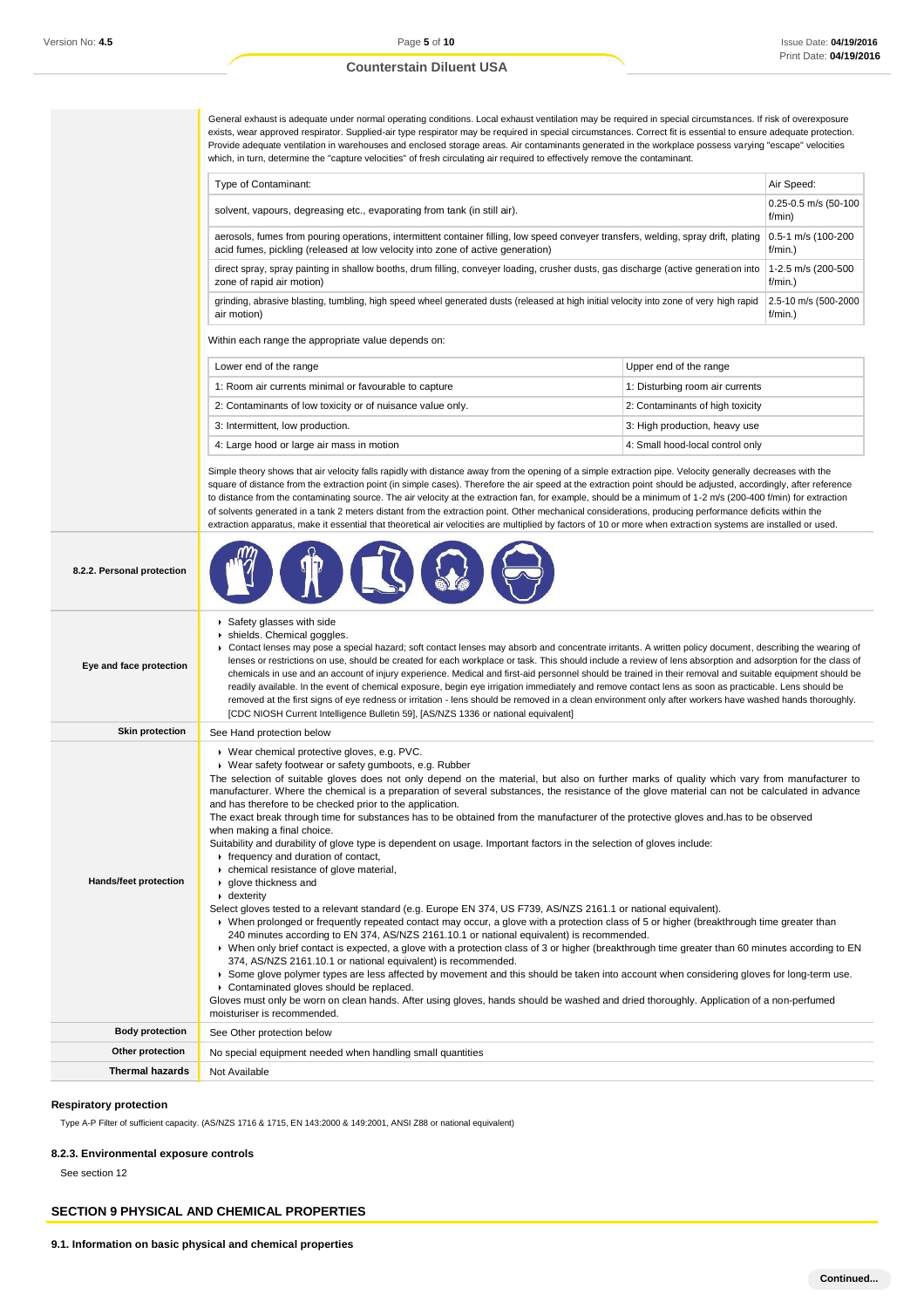General exhaust is adequate under normal operating conditions. Local exhaust ventilation may be required in special circumstances. If risk of overexposure exists, wear approved respirator. Supplied-air type respirator may be required in special circumstances. Correct fit is essential to ensure adequate protection. Provide adequate ventilation in warehouses and enclosed storage areas. Air contaminants generated in the workplace possess varying "escape" velocities which, in turn, determine the "capture velocities" of fresh circulating air required to effectively remove the contaminant.

| Type of Contaminant: | Air Speed: |
|---|---|
| solvent, vapours, degreasing etc., evaporating from tank (in still air). | 0.25-0.5 m/s (50-100 f/min) |
| aerosols, fumes from pouring operations, intermittent container filling, low speed conveyer transfers, welding, spray drift, plating acid fumes, pickling (released at low velocity into zone of active generation) | 0.5-1 m/s (100-200 f/min.) |
| direct spray, spray painting in shallow booths, drum filling, conveyer loading, crusher dusts, gas discharge (active generation into zone of rapid air motion) | 1-2.5 m/s (200-500 f/min.) |
| grinding, abrasive blasting, tumbling, high speed wheel generated dusts (released at high initial velocity into zone of very high rapid air motion) | 2.5-10 m/s (500-2000 f/min.) |

Within each range the appropriate value depends on:

| Lower end of the range | Upper end of the range |
|---|---|
| 1: Room air currents minimal or favourable to capture | 1: Disturbing room air currents |
| 2: Contaminants of low toxicity or of nuisance value only. | 2: Contaminants of high toxicity |
| 3: Intermittent, low production. | 3: High production, heavy use |
| 4: Large hood or large air mass in motion | 4: Small hood-local control only |

Simple theory shows that air velocity falls rapidly with distance away from the opening of a simple extraction pipe. Velocity generally decreases with the square of distance from the extraction point (in simple cases). Therefore the air speed at the extraction point should be adjusted, accordingly, after reference to distance from the contaminating source. The air velocity at the extraction fan, for example, should be a minimum of 1-2 m/s (200-400 f/min) for extraction of solvents generated in a tank 2 meters distant from the extraction point. Other mechanical considerations, producing performance deficits within the extraction apparatus, make it essential that theoretical air velocities are multiplied by factors of 10 or more when extraction systems are installed or used.

| | |
|---|---|
| **8.2.2. Personal protection** | |
| **Eye and face protection** | ▸ Safety glasses with side<br>▸ shields. Chemical goggles.<br>▸ Contact lenses may pose a special hazard; soft contact lenses may absorb and concentrate irritants. A written policy document, describing the wearing of lenses or restrictions on use, should be created for each workplace or task. This should include a review of lens absorption and adsorption for the class of chemicals in use and an account of injury experience. Medical and first-aid personnel should be trained in their removal and suitable equipment should be readily available. In the event of chemical exposure, begin eye irrigation immediately and remove contact lens as soon as practicable. Lens should be removed at the first signs of eye redness or irritation - lens should be removed in a clean environment only after workers have washed hands thoroughly. [CDC NIOSH Current Intelligence Bulletin 59], [AS/NZS 1336 or national equivalent] |
| **Skin protection** | See Hand protection below |
| **Hands/feet protection** | ▸ Wear chemical protective gloves, e.g. PVC.<br>▸ Wear safety footwear or safety gumboots, e.g. Rubber<br>The selection of suitable gloves does not only depend on the material, but also on further marks of quality which vary from manufacturer to manufacturer. Where the chemical is a preparation of several substances, the resistance of the glove material can not be calculated in advance and has therefore to be checked prior to the application.<br>The exact break through time for substances has to be obtained from the manufacturer of the protective gloves and.has to be observed when making a final choice.<br>Suitability and durability of glove type is dependent on usage. Important factors in the selection of gloves include:<br>▸ frequency and duration of contact,<br>▸ chemical resistance of glove material,<br>▸ glove thickness and<br>▸ dexterity<br>Select gloves tested to a relevant standard (e.g. Europe EN 374, US F739, AS/NZS 2161.1 or national equivalent).<br>▸ When prolonged or frequently repeated contact may occur, a glove with a protection class of 5 or higher (breakthrough time greater than 240 minutes according to EN 374, AS/NZS 2161.10.1 or national equivalent) is recommended.<br>▸ When only brief contact is expected, a glove with a protection class of 3 or higher (breakthrough time greater than 60 minutes according to EN 374, AS/NZS 2161.10.1 or national equivalent) is recommended.<br>▸ Some glove polymer types are less affected by movement and this should be taken into account when considering gloves for long-term use.<br>▸ Contaminated gloves should be replaced.<br>Gloves must only be worn on clean hands. After using gloves, hands should be washed and dried thoroughly. Application of a non-perfumed moisturiser is recommended. |
| **Body protection** | See Other protection below |
| **Other protection** | No special equipment needed when handling small quantities |
| **Thermal hazards** | Not Available |

### Respiratory protection

Type A-P Filter of sufficient capacity. (AS/NZS 1716 & 1715, EN 143:2000 & 149:2001, ANSI Z88 or national equivalent)

### 8.2.3. Environmental exposure controls

See section 12

## SECTION 9 PHYSICAL AND CHEMICAL PROPERTIES

### 9.1. Information on basic physical and chemical properties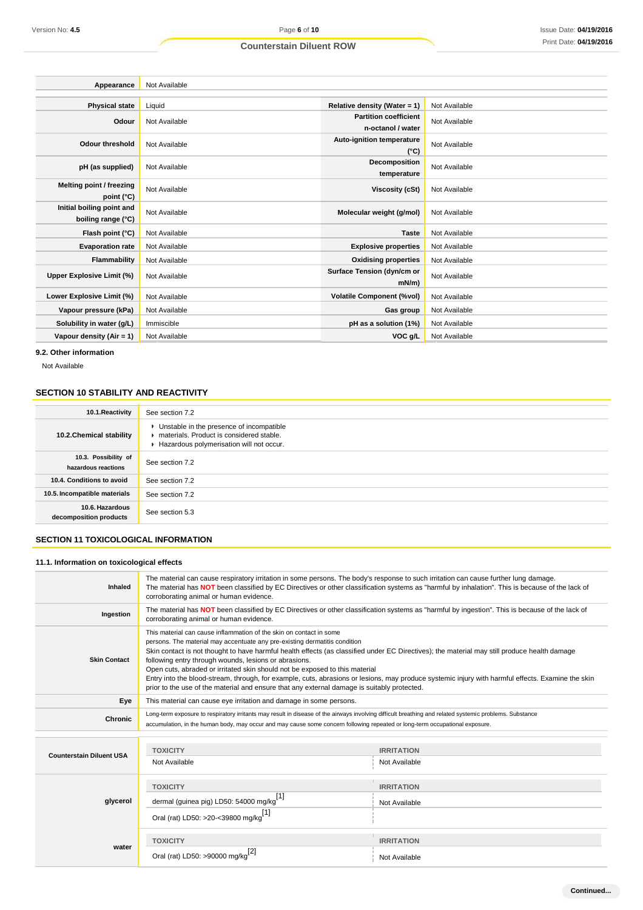| | | | |
|---|---|---|---|
| **Appearance** | Not Available | | |
| **Physical state** | Liquid | **Relative density (Water = 1)** | Not Available |
| **Odour** | Not Available | **Partition coefficient n-octanol / water** | Not Available |
| **Odour threshold** | Not Available | **Auto-ignition temperature (°C)** | Not Available |
| **pH (as supplied)** | Not Available | **Decomposition temperature** | Not Available |
| **Melting point / freezing point (°C)** | Not Available | **Viscosity (cSt)** | Not Available |
| **Initial boiling point and boiling range (°C)** | Not Available | **Molecular weight (g/mol)** | Not Available |
| **Flash point (°C)** | Not Available | **Taste** | Not Available |
| **Evaporation rate** | Not Available | **Explosive properties** | Not Available |
| **Flammability** | Not Available | **Oxidising properties** | Not Available |
| **Upper Explosive Limit (%)** | Not Available | **Surface Tension (dyn/cm or mN/m)** | Not Available |
| **Lower Explosive Limit (%)** | Not Available | **Volatile Component (%vol)** | Not Available |
| **Vapour pressure (kPa)** | Not Available | **Gas group** | Not Available |
| **Solubility in water (g/L)** | Immiscible | **pH as a solution (1%)** | Not Available |
| **Vapour density (Air = 1)** | Not Available | **VOC g/L** | Not Available |

### 9.2. Other information

Not Available

## SECTION 10 STABILITY AND REACTIVITY

| | |
|---|---|
| **10.1.Reactivity** | See section 7.2 |
| **10.2.Chemical stability** | - Unstable in the presence of incompatible materials. - Product is considered stable. - Hazardous polymerisation will not occur. |
| **10.3. Possibility of hazardous reactions** | See section 7.2 |
| **10.4. Conditions to avoid** | See section 7.2 |
| **10.5. Incompatible materials** | See section 7.2 |
| **10.6. Hazardous decomposition products** | See section 5.3 |

## SECTION 11 TOXICOLOGICAL INFORMATION

### 11.1. Information on toxicological effects

| | |
|---|---|
| **Inhaled** | The material can cause respiratory irritation in some persons. The body's response to such irritation can cause further lung damage. The material has **NOT** been classified by EC Directives or other classification systems as "harmful by inhalation". This is because of the lack of corroborating animal or human evidence. |
| **Ingestion** | The material has **NOT** been classified by EC Directives or other classification systems as "harmful by ingestion". This is because of the lack of corroborating animal or human evidence. |
| **Skin Contact** | This material can cause inflammation of the skin on contact in some persons. The material may accentuate any pre-existing dermatitis condition Skin contact is not thought to have harmful health effects (as classified under EC Directives); the material may still produce health damage following entry through wounds, lesions or abrasions. Open cuts, abraded or irritated skin should not be exposed to this material Entry into the blood-stream, through, for example, cuts, abrasions or lesions, may produce systemic injury with harmful effects. Examine the skin prior to the use of the material and ensure that any external damage is suitably protected. |
| **Eye** | This material can cause eye irritation and damage in some persons. |
| **Chronic** | Long-term exposure to respiratory irritants may result in disease of the airways involving difficult breathing and related systemic problems. Substance accumulation, in the human body, may occur and may cause some concern following repeated or long-term occupational exposure. |

| | TOXICITY | IRRITATION |
|---|---|---|
| **Counterstain Diluent USA** | Not Available | Not Available |
| **glycerol** | dermal (guinea pig) LD50: 54000 mg/kg[1] | Not Available |
| | Oral (rat) LD50: >20-<39800 mg/kg[1] | |
| **water** | Oral (rat) LD50: >90000 mg/kg[2] | Not Available |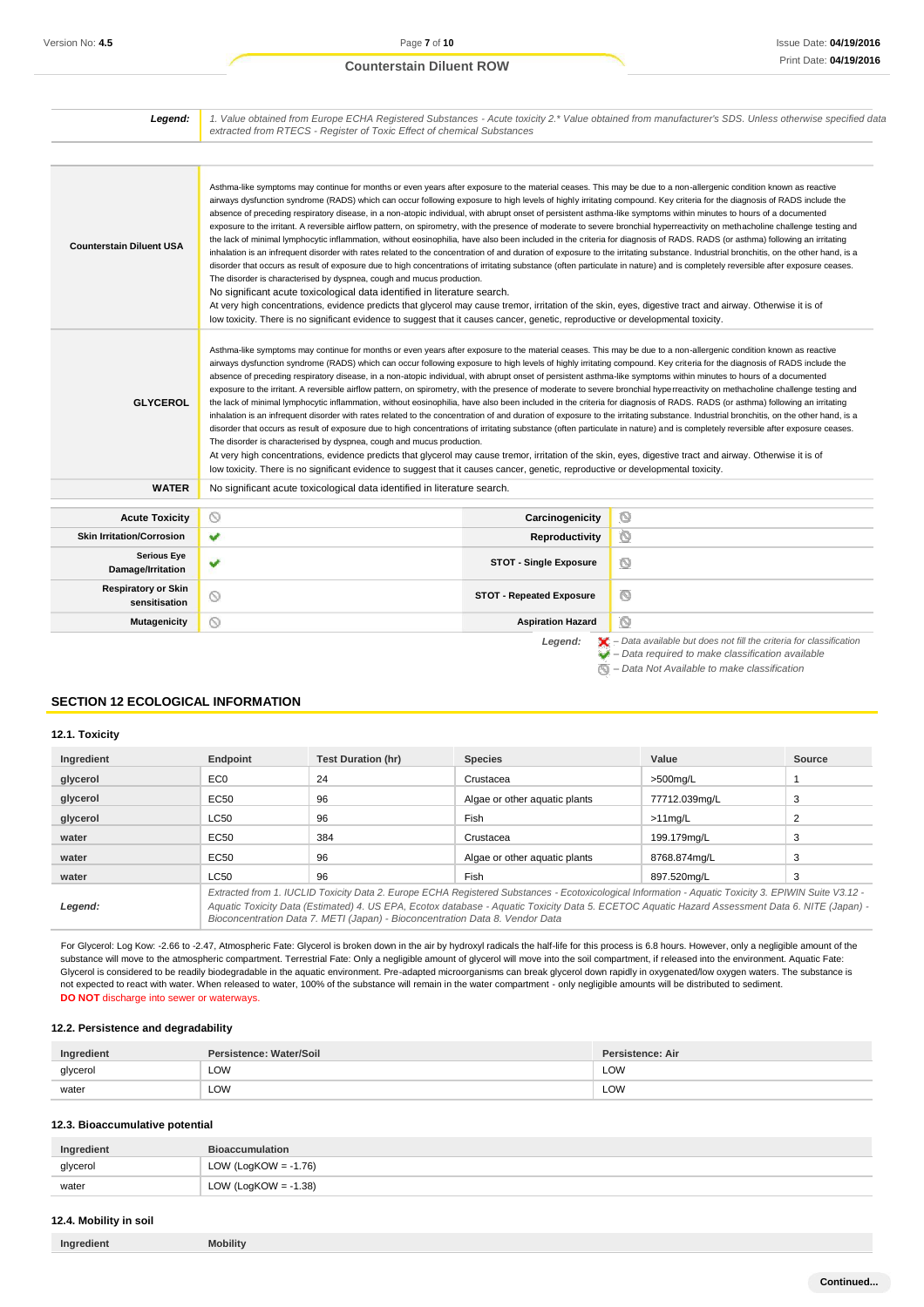| Legend: | 1. Value obtained from Europe ECHA Registered Substances - Acute toxicity 2.* Value obtained from manufacturer's SDS. Unless otherwise specified data extracted from RTECS - Register of Toxic Effect of chemical Substances |
|---|---|

| | |
|---|---|
| **Counterstain Diluent USA** | Asthma-like symptoms may continue for months or even years after exposure to the material ceases. This may be due to a non-allergenic condition known as reactive airways dysfunction syndrome (RADS) which can occur following exposure to high levels of highly irritating compound. Key criteria for the diagnosis of RADS include the absence of preceding respiratory disease, in a non-atopic individual, with abrupt onset of persistent asthma-like symptoms within minutes to hours of a documented exposure to the irritant. A reversible airflow pattern, on spirometry, with the presence of moderate to severe bronchial hyperreactivity on methacholine challenge testing and the lack of minimal lymphocytic inflammation, without eosinophilia, have also been included in the criteria for diagnosis of RADS. RADS (or asthma) following an irritating inhalation is an infrequent disorder with rates related to the concentration of and duration of exposure to the irritating substance. Industrial bronchitis, on the other hand, is a disorder that occurs as result of exposure due to high concentrations of irritating substance (often particulate in nature) and is completely reversible after exposure ceases. The disorder is characterised by dyspnea, cough and mucus production.<br>No significant acute toxicological data identified in literature search.<br>At very high concentrations, evidence predicts that glycerol may cause tremor, irritation of the skin, eyes, digestive tract and airway. Otherwise it is of low toxicity. There is no significant evidence to suggest that it causes cancer, genetic, reproductive or developmental toxicity. |
| **GLYCEROL** | Asthma-like symptoms may continue for months or even years after exposure to the material ceases. This may be due to a non-allergenic condition known as reactive airways dysfunction syndrome (RADS) which can occur following exposure to high levels of highly irritating compound. Key criteria for the diagnosis of RADS include the absence of preceding respiratory disease, in a non-atopic individual, with abrupt onset of persistent asthma-like symptoms within minutes to hours of a documented exposure to the irritant. A reversible airflow pattern, on spirometry, with the presence of moderate to severe bronchial hyperreactivity on methacholine challenge testing and the lack of minimal lymphocytic inflammation, without eosinophilia, have also been included in the criteria for diagnosis of RADS. RADS (or asthma) following an irritating inhalation is an infrequent disorder with rates related to the concentration of and duration of exposure to the irritating substance. Industrial bronchitis, on the other hand, is a disorder that occurs as result of exposure due to high concentrations of irritating substance (often particulate in nature) and is completely reversible after exposure ceases. The disorder is characterised by dyspnea, cough and mucus production.<br>At very high concentrations, evidence predicts that glycerol may cause tremor, irritation of the skin, eyes, digestive tract and airway. Otherwise it is of low toxicity. There is no significant evidence to suggest that it causes cancer, genetic, reproductive or developmental toxicity. |
| **WATER** | No significant acute toxicological data identified in literature search. |

| | | | |
|---|---|---|---|
| **Acute Toxicity** | ⦸ | **Carcinogenicity** | ⦸ |
| **Skin Irritation/Corrosion** | ✔ | **Reproductivity** | ⦸ |
| **Serious Eye Damage/Irritation** | ✔ | **STOT - Single Exposure** | ⦸ |
| **Respiratory or Skin sensitisation** | ⦸ | **STOT - Repeated Exposure** | ⦸ |
| **Mutagenicity** | ⦸ | **Aspiration Hazard** | ⦸ |

*Legend:*
✘ – Data available but does not fill the criteria for classification
✔ – Data required to make classification available
⦸ – Data Not Available to make classification

## SECTION 12 ECOLOGICAL INFORMATION

### 12.1. Toxicity

| Ingredient | Endpoint | Test Duration (hr) | Species | Value | Source |
|---|---|---|---|---|---|
| glycerol | EC0 | 24 | Crustacea | >500mg/L | 1 |
| glycerol | EC50 | 96 | Algae or other aquatic plants | 77712.039mg/L | 3 |
| glycerol | LC50 | 96 | Fish | >11mg/L | 2 |
| water | EC50 | 384 | Crustacea | 199.179mg/L | 3 |
| water | EC50 | 96 | Algae or other aquatic plants | 8768.874mg/L | 3 |
| water | LC50 | 96 | Fish | 897.520mg/L | 3 |
| *Legend:* | *Extracted from 1. IUCLID Toxicity Data 2. Europe ECHA Registered Substances - Ecotoxicological Information - Aquatic Toxicity 3. EPIWIN Suite V3.12 - Aquatic Toxicity Data (Estimated) 4. US EPA, Ecotox database - Aquatic Toxicity Data 5. ECETOC Aquatic Hazard Assessment Data 6. NITE (Japan) - Bioconcentration Data 7. METI (Japan) - Bioconcentration Data 8. Vendor Data* | | | | |

For Glycerol: Log Kow: -2.66 to -2.47, Atmospheric Fate: Glycerol is broken down in the air by hydroxyl radicals the half-life for this process is 6.8 hours. However, only a negligible amount of the substance will move to the atmospheric compartment. Terrestrial Fate: Only a negligible amount of glycerol will move into the soil compartment, if released into the environment. Aquatic Fate: Glycerol is considered to be readily biodegradable in the aquatic environment. Pre-adapted microorganisms can break glycerol down rapidly in oxygenated/low oxygen waters. The substance is not expected to react with water. When released to water, 100% of the substance will remain in the water compartment - only negligible amounts will be distributed to sediment.
**DO NOT** discharge into sewer or waterways.

### 12.2. Persistence and degradability

| Ingredient | Persistence: Water/Soil | Persistence: Air |
|---|---|---|
| glycerol | LOW | LOW |
| water | LOW | LOW |

### 12.3. Bioaccumulative potential

| Ingredient | Bioaccumulation |
|---|---|
| glycerol | LOW (LogKOW = -1.76) |
| water | LOW (LogKOW = -1.38) |

### 12.4. Mobility in soil

| Ingredient | Mobility |
|---|---|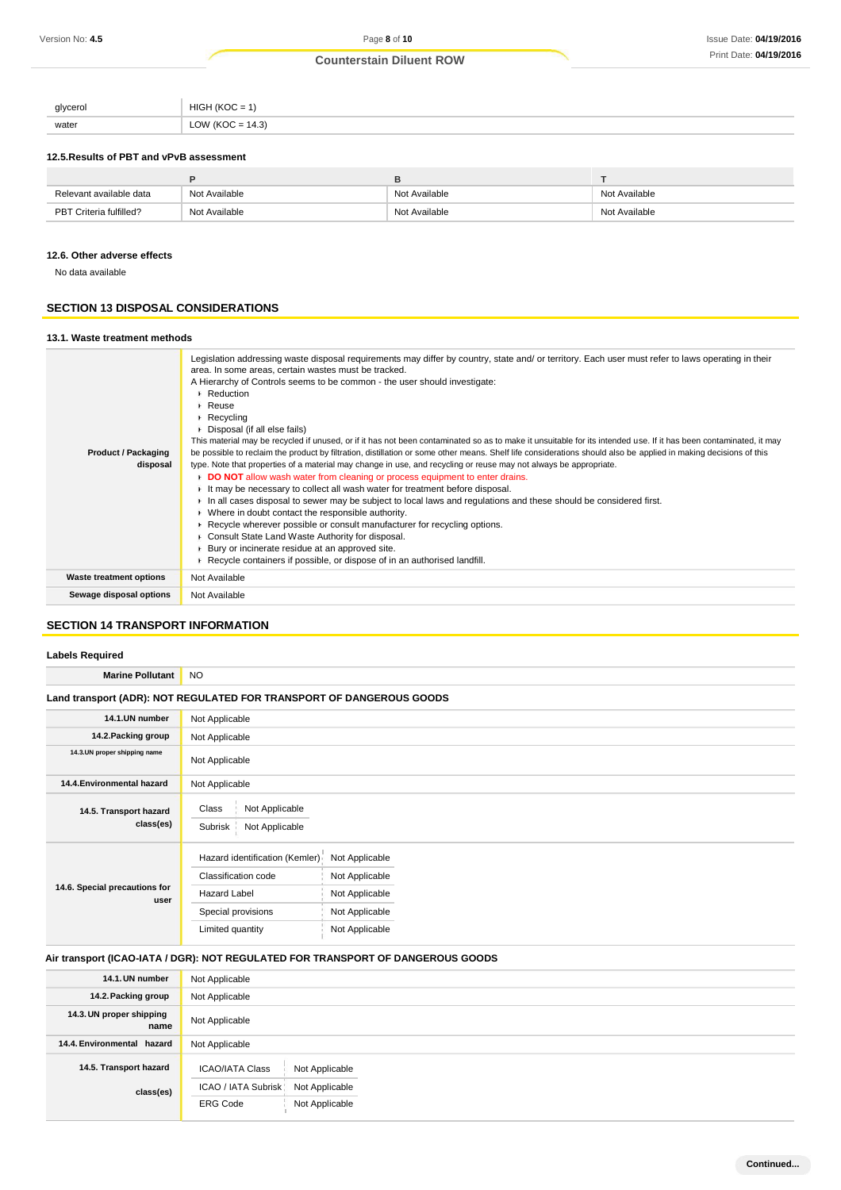| glycerol | HIGH (KOC = 1) |
| --- | --- |
| water | LOW (KOC = 14.3) |

### 12.5.Results of PBT and vPvB assessment

| | P | B | T |
| --- | --- | --- | --- |
| Relevant available data | Not Available | Not Available | Not Available |
| PBT Criteria fulfilled? | Not Available | Not Available | Not Available |

### 12.6. Other adverse effects

No data available

## SECTION 13 DISPOSAL CONSIDERATIONS

### 13.1. Waste treatment methods

| | |
| --- | --- |
| Product / Packaging disposal | Legislation addressing waste disposal requirements may differ by country, state and/ or territory. Each user must refer to laws operating in their area. In some areas, certain wastes must be tracked.<br>A Hierarchy of Controls seems to be common - the user should investigate:<br>▸ Reduction<br>▸ Reuse<br>▸ Recycling<br>▸ Disposal (if all else fails)<br>This material may be recycled if unused, or if it has not been contaminated so as to make it unsuitable for its intended use. If it has been contaminated, it may be possible to reclaim the product by filtration, distillation or some other means. Shelf life considerations should also be applied in making decisions of this type. Note that properties of a material may change in use, and recycling or reuse may not always be appropriate.<br>▸ **DO NOT** allow wash water from cleaning or process equipment to enter drains.<br>▸ It may be necessary to collect all wash water for treatment before disposal.<br>▸ In all cases disposal to sewer may be subject to local laws and regulations and these should be considered first.<br>▸ Where in doubt contact the responsible authority.<br>▸ Recycle wherever possible or consult manufacturer for recycling options.<br>▸ Consult State Land Waste Authority for disposal.<br>▸ Bury or incinerate residue at an approved site.<br>▸ Recycle containers if possible, or dispose of in an authorised landfill. |
| Waste treatment options | Not Available |
| Sewage disposal options | Not Available |

## SECTION 14 TRANSPORT INFORMATION

### Labels Required

| | |
| --- | --- |
| Marine Pollutant | NO |

### Land transport (ADR): NOT REGULATED FOR TRANSPORT OF DANGEROUS GOODS

| | |
| --- | --- |
| 14.1.UN number | Not Applicable |
| 14.2.Packing group | Not Applicable |
| 14.3.UN proper shipping name | Not Applicable |
| 14.4.Environmental hazard | Not Applicable |
| 14.5. Transport hazard class(es) | Class: Not Applicable<br>Subrisk: Not Applicable |
| 14.6. Special precautions for user | Hazard identification (Kemler): Not Applicable<br>Classification code: Not Applicable<br>Hazard Label: Not Applicable<br>Special provisions: Not Applicable<br>Limited quantity: Not Applicable |

### Air transport (ICAO-IATA / DGR): NOT REGULATED FOR TRANSPORT OF DANGEROUS GOODS

| | |
| --- | --- |
| 14.1. UN number | Not Applicable |
| 14.2. Packing group | Not Applicable |
| 14.3. UN proper shipping name | Not Applicable |
| 14.4. Environmental hazard | Not Applicable |
| 14.5. Transport hazard class(es) | ICAO/IATA Class: Not Applicable<br>ICAO / IATA Subrisk: Not Applicable<br>ERG Code: Not Applicable |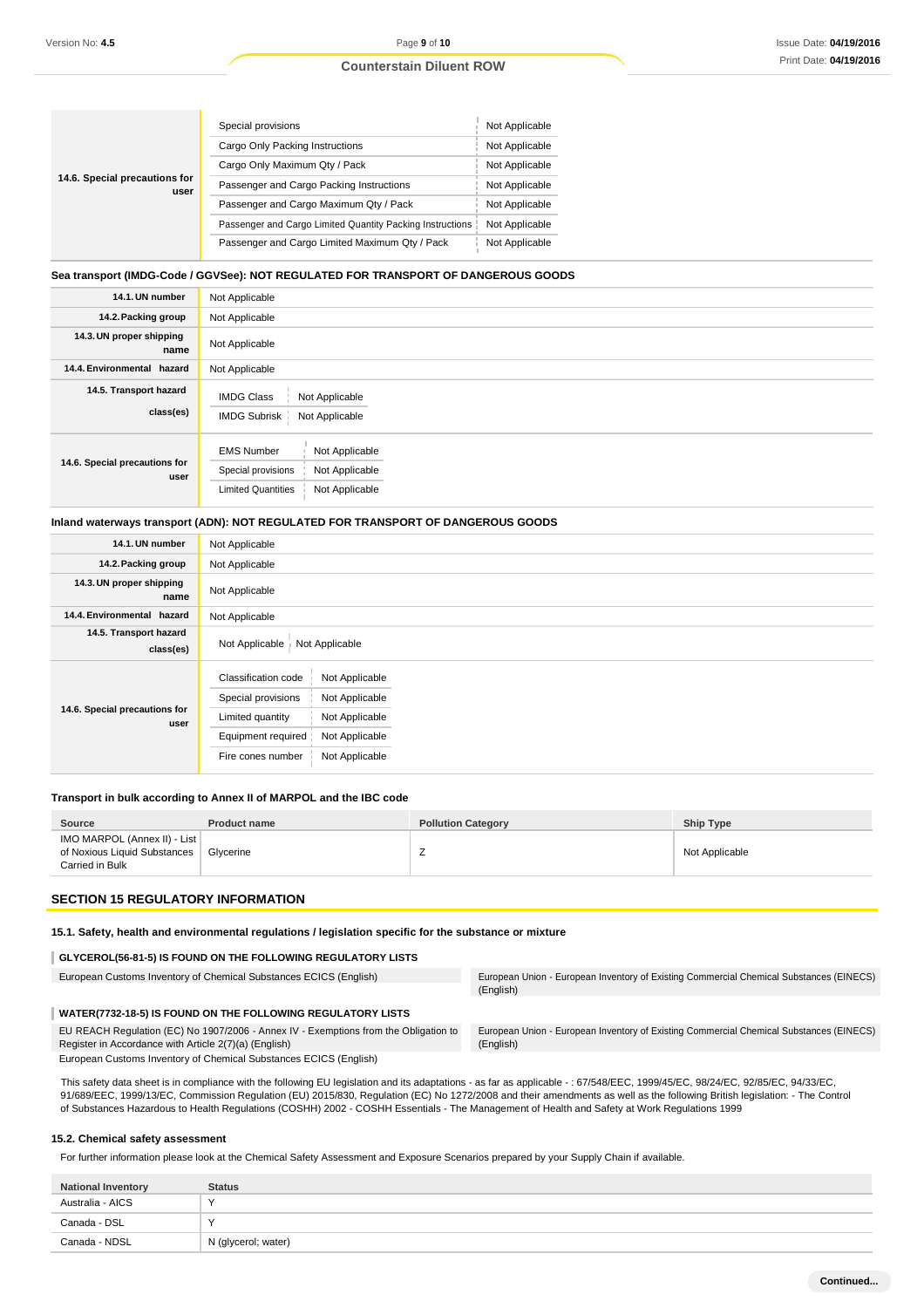| | | |
|---|---|---|
| **14.6. Special precautions for user** | Special provisions | Not Applicable |
| | Cargo Only Packing Instructions | Not Applicable |
| | Cargo Only Maximum Qty / Pack | Not Applicable |
| | Passenger and Cargo Packing Instructions | Not Applicable |
| | Passenger and Cargo Maximum Qty / Pack | Not Applicable |
| | Passenger and Cargo Limited Quantity Packing Instructions | Not Applicable |
| | Passenger and Cargo Limited Maximum Qty / Pack | Not Applicable |

**Sea transport (IMDG-Code / GGVSee): NOT REGULATED FOR TRANSPORT OF DANGEROUS GOODS**

| | | |
|---|---|---|
| **14.1. UN number** | Not Applicable | |
| **14.2. Packing group** | Not Applicable | |
| **14.3. UN proper shipping name** | Not Applicable | |
| **14.4. Environmental hazard** | Not Applicable | |
| **14.5. Transport hazard class(es)** | IMDG Class | Not Applicable |
| | IMDG Subrisk | Not Applicable |
| **14.6. Special precautions for user** | EMS Number | Not Applicable |
| | Special provisions | Not Applicable |
| | Limited Quantities | Not Applicable |

**Inland waterways transport (ADN): NOT REGULATED FOR TRANSPORT OF DANGEROUS GOODS**

| | | |
|---|---|---|
| **14.1. UN number** | Not Applicable | |
| **14.2. Packing group** | Not Applicable | |
| **14.3. UN proper shipping name** | Not Applicable | |
| **14.4. Environmental hazard** | Not Applicable | |
| **14.5. Transport hazard class(es)** | Not Applicable | Not Applicable |
| **14.6. Special precautions for user** | Classification code | Not Applicable |
| | Special provisions | Not Applicable |
| | Limited quantity | Not Applicable |
| | Equipment required | Not Applicable |
| | Fire cones number | Not Applicable |

**Transport in bulk according to Annex II of MARPOL and the IBC code**

| Source | Product name | Pollution Category | Ship Type |
|---|---|---|---|
| IMO MARPOL (Annex II) - List of Noxious Liquid Substances Carried in Bulk | Glycerine | Z | Not Applicable |

## SECTION 15 REGULATORY INFORMATION

### 15.1. Safety, health and environmental regulations / legislation specific for the substance or mixture

**GLYCEROL(56-81-5) IS FOUND ON THE FOLLOWING REGULATORY LISTS**

| | |
|---|---|
| European Customs Inventory of Chemical Substances ECICS (English) | European Union - European Inventory of Existing Commercial Chemical Substances (EINECS) (English) |

**WATER(7732-18-5) IS FOUND ON THE FOLLOWING REGULATORY LISTS**

| | |
|---|---|
| EU REACH Regulation (EC) No 1907/2006 - Annex IV - Exemptions from the Obligation to Register in Accordance with Article 2(7)(a) (English) | European Union - European Inventory of Existing Commercial Chemical Substances (EINECS) (English) |
| European Customs Inventory of Chemical Substances ECICS (English) | |

This safety data sheet is in compliance with the following EU legislation and its adaptations - as far as applicable - : 67/548/EEC, 1999/45/EC, 98/24/EC, 92/85/EC, 94/33/EC, 91/689/EEC, 1999/13/EC, Commission Regulation (EU) 2015/830, Regulation (EC) No 1272/2008 and their amendments as well as the following British legislation: - The Control of Substances Hazardous to Health Regulations (COSHH) 2002 - COSHH Essentials - The Management of Health and Safety at Work Regulations 1999

### 15.2. Chemical safety assessment

For further information please look at the Chemical Safety Assessment and Exposure Scenarios prepared by your Supply Chain if available.

| National Inventory | Status |
|---|---|
| Australia - AICS | Y |
| Canada - DSL | Y |
| Canada - NDSL | N (glycerol; water) |

Continued...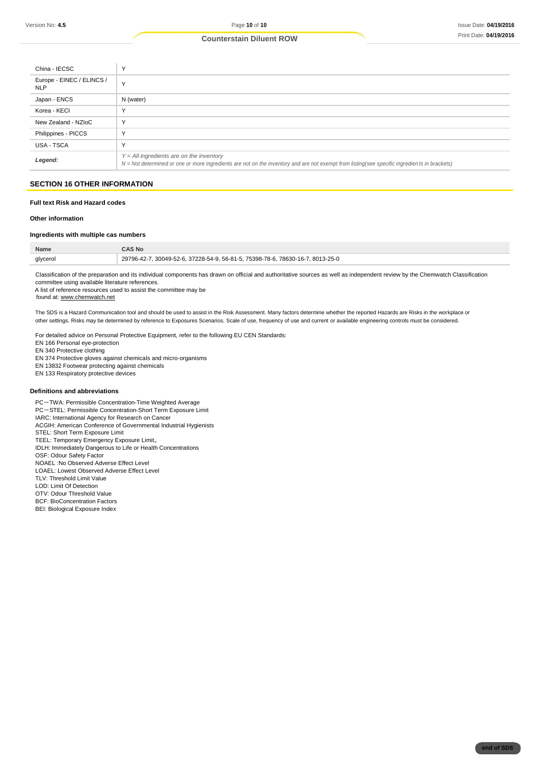| | |
|---|---|
| China - IECSC | Y |
| Europe - EINEC / ELINCS / NLP | Y |
| Japan - ENCS | N (water) |
| Korea - KECI | Y |
| New Zealand - NZIoC | Y |
| Philippines - PICCS | Y |
| USA - TSCA | Y |
| ***Legend:*** | *Y = All ingredients are on the inventory*<br>*N = Not determined or one or more ingredients are not on the inventory and are not exempt from listing(see specific ingredients in brackets)* |

## SECTION 16 OTHER INFORMATION

### Full text Risk and Hazard codes

### Other information

### Ingredients with multiple cas numbers

| Name | CAS No |
|---|---|
| glycerol | 29796-42-7, 30049-52-6, 37228-54-9, 56-81-5, 75398-78-6, 78630-16-7, 8013-25-0 |

Classification of the preparation and its individual components has drawn on official and authoritative sources as well as independent review by the Chemwatch Classification committee using available literature references.
A list of reference resources used to assist the committee may be found at: www.chemwatch.net

The SDS is a Hazard Communication tool and should be used to assist in the Risk Assessment. Many factors determine whether the reported Hazards are Risks in the workplace or other settings. Risks may be determined by reference to Exposures Scenarios. Scale of use, frequency of use and current or available engineering controls must be considered.

For detailed advice on Personal Protective Equipment, refer to the following EU CEN Standards:
EN 166 Personal eye-protection
EN 340 Protective clothing
EN 374 Protective gloves against chemicals and micro-organisms
EN 13832 Footwear protecting against chemicals
EN 133 Respiratory protective devices

### Definitions and abbreviations

PC－TWA: Permissible Concentration-Time Weighted Average
PC－STEL: Permissible Concentration-Short Term Exposure Limit
IARC: International Agency for Research on Cancer
ACGIH: American Conference of Governmental Industrial Hygienists
STEL: Short Term Exposure Limit
TEEL: Temporary Emergency Exposure Limit。
IDLH: Immediately Dangerous to Life or Health Concentrations
OSF: Odour Safety Factor
NOAEL :No Observed Adverse Effect Level
LOAEL: Lowest Observed Adverse Effect Level
TLV: Threshold Limit Value
LOD: Limit Of Detection
OTV: Odour Threshold Value
BCF: BioConcentration Factors
BEI: Biological Exposure Index

**end of SDS**